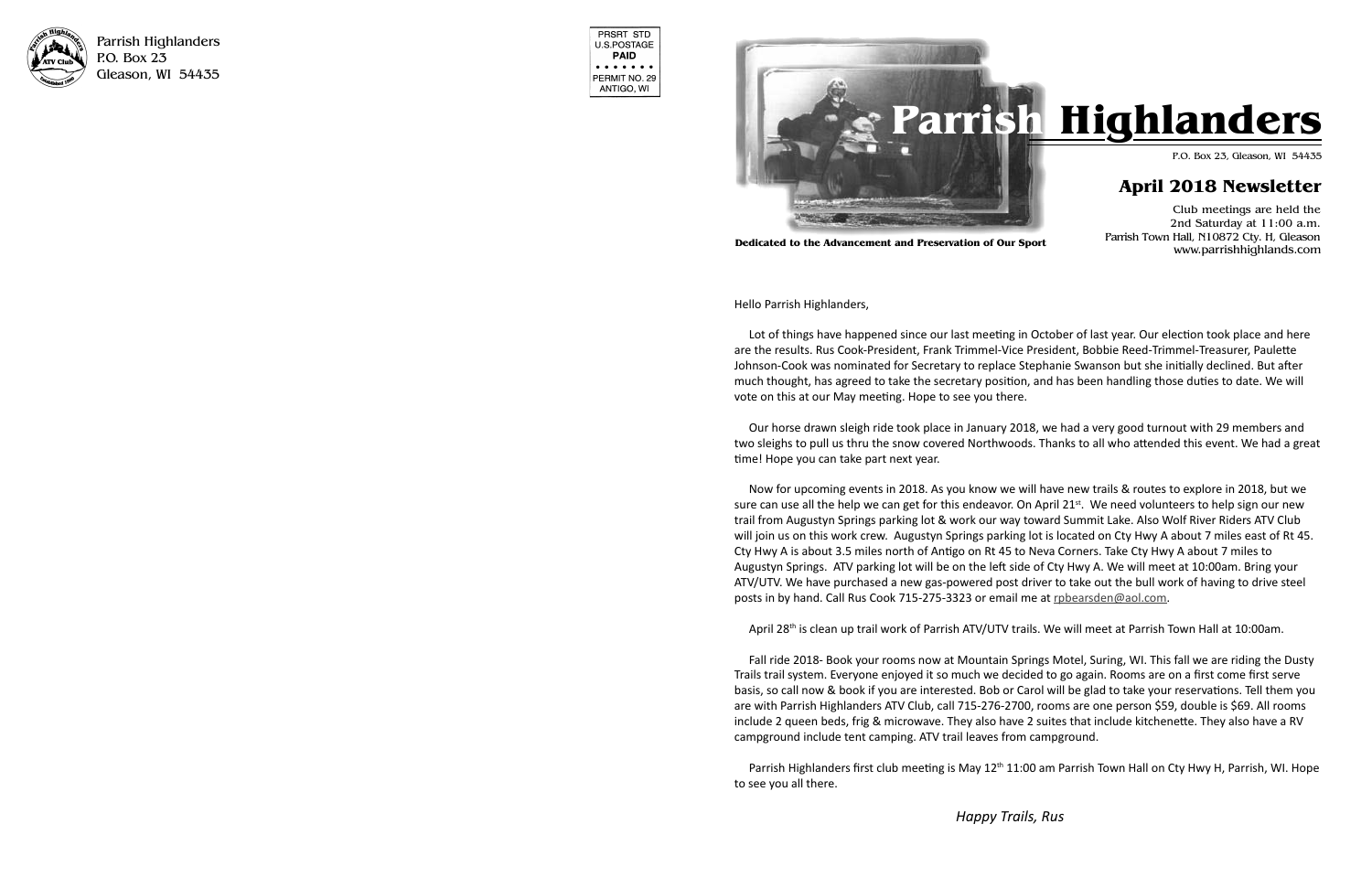Parrish Highlanders
P.O. Box 23
Gleason, WI 54435

PRSRT STD
U.S.POSTAGE
**PAID**
PERMIT NO. 29
ANTIGO, WI

# Parrish Highlanders

P.O. Box 23, Gleason, WI 54435

## April 2018 Newsletter

Club meetings are held the 2nd Saturday at 11:00 a.m.
Parrish Town Hall, N10872 Cty. H, Gleason
www.parrishhighlands.com

**Dedicated to the Advancement and Preservation of Our Sport**

Hello Parrish Highlanders,

Lot of things have happened since our last meeting in October of last year. Our election took place and here are the results. Rus Cook-President, Frank Trimmel-Vice President, Bobbie Reed-Trimmel-Treasurer, Paulette Johnson-Cook was nominated for Secretary to replace Stephanie Swanson but she initially declined. But after much thought, has agreed to take the secretary position, and has been handling those duties to date. We will vote on this at our May meeting. Hope to see you there.

Our horse drawn sleigh ride took place in January 2018, we had a very good turnout with 29 members and two sleighs to pull us thru the snow covered Northwoods. Thanks to all who attended this event. We had a great time! Hope you can take part next year.

Now for upcoming events in 2018. As you know we will have new trails & routes to explore in 2018, but we sure can use all the help we can get for this endeavor. On April 21st. We need volunteers to help sign our new trail from Augustyn Springs parking lot & work our way toward Summit Lake. Also Wolf River Riders ATV Club will join us on this work crew. Augustyn Springs parking lot is located on Cty Hwy A about 7 miles east of Rt 45. Cty Hwy A is about 3.5 miles north of Antigo on Rt 45 to Neva Corners. Take Cty Hwy A about 7 miles to Augustyn Springs. ATV parking lot will be on the left side of Cty Hwy A. We will meet at 10:00am. Bring your ATV/UTV. We have purchased a new gas-powered post driver to take out the bull work of having to drive steel posts in by hand. Call Rus Cook 715-275-3323 or email me at rpbearsden@aol.com.

April 28th is clean up trail work of Parrish ATV/UTV trails. We will meet at Parrish Town Hall at 10:00am.

Fall ride 2018- Book your rooms now at Mountain Springs Motel, Suring, WI. This fall we are riding the Dusty Trails trail system. Everyone enjoyed it so much we decided to go again. Rooms are on a first come first serve basis, so call now & book if you are interested. Bob or Carol will be glad to take your reservations. Tell them you are with Parrish Highlanders ATV Club, call 715-276-2700, rooms are one person $59, double is $69. All rooms include 2 queen beds, frig & microwave. They also have 2 suites that include kitchenette. They also have a RV campground include tent camping. ATV trail leaves from campground.

Parrish Highlanders first club meeting is May 12th 11:00 am Parrish Town Hall on Cty Hwy H, Parrish, WI. Hope to see you all there.

*Happy Trails, Rus*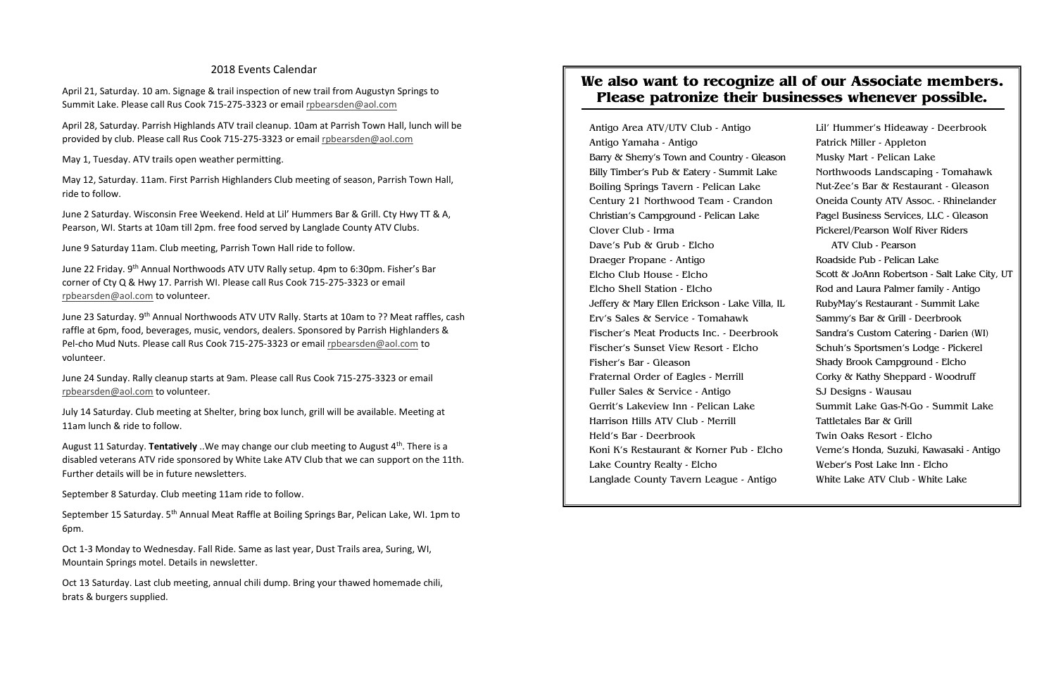## 2018 Events Calendar

April 21, Saturday. 10 am. Signage & trail inspection of new trail from Augustyn Springs to Summit Lake. Please call Rus Cook 715-275-3323 or email rpbearsden@aol.com

April 28, Saturday. Parrish Highlands ATV trail cleanup. 10am at Parrish Town Hall, lunch will be provided by club. Please call Rus Cook 715-275-3323 or email rpbearsden@aol.com

May 1, Tuesday. ATV trails open weather permitting.

May 12, Saturday. 11am. First Parrish Highlanders Club meeting of season, Parrish Town Hall, ride to follow.

June 2 Saturday. Wisconsin Free Weekend. Held at Lil' Hummers Bar & Grill. Cty Hwy TT & A, Pearson, WI. Starts at 10am till 2pm. free food served by Langlade County ATV Clubs.

June 9 Saturday 11am. Club meeting, Parrish Town Hall ride to follow.

June 22 Friday. 9th Annual Northwoods ATV UTV Rally setup. 4pm to 6:30pm. Fisher's Bar corner of Cty Q & Hwy 17. Parrish WI. Please call Rus Cook 715-275-3323 or email rpbearsden@aol.com to volunteer.

June 23 Saturday. 9th Annual Northwoods ATV UTV Rally. Starts at 10am to ?? Meat raffles, cash raffle at 6pm, food, beverages, music, vendors, dealers. Sponsored by Parrish Highlanders & Pel-cho Mud Nuts. Please call Rus Cook 715-275-3323 or email rpbearsden@aol.com to volunteer.

June 24 Sunday. Rally cleanup starts at 9am. Please call Rus Cook 715-275-3323 or email rpbearsden@aol.com to volunteer.

July 14 Saturday. Club meeting at Shelter, bring box lunch, grill will be available. Meeting at 11am lunch & ride to follow.

August 11 Saturday. **Tentatively** ..We may change our club meeting to August 4th. There is a disabled veterans ATV ride sponsored by White Lake ATV Club that we can support on the 11th. Further details will be in future newsletters.

September 8 Saturday. Club meeting 11am ride to follow.

September 15 Saturday. 5th Annual Meat Raffle at Boiling Springs Bar, Pelican Lake, WI. 1pm to 6pm.

Oct 1-3 Monday to Wednesday. Fall Ride. Same as last year, Dust Trails area, Suring, WI, Mountain Springs motel. Details in newsletter.

Oct 13 Saturday. Last club meeting, annual chili dump. Bring your thawed homemade chili, brats & burgers supplied.

## We also want to recognize all of our Associate members. Please patronize their businesses whenever possible.

Antigo Area ATV/UTV Club - Antigo
Antigo Yamaha - Antigo
Barry & Sherry's Town and Country - Gleason
Billy Timber's Pub & Eatery - Summit Lake
Boiling Springs Tavern - Pelican Lake
Century 21 Northwood Team - Crandon
Christian's Campground - Pelican Lake
Clover Club - Irma
Dave's Pub & Grub - Elcho
Draeger Propane - Antigo
Elcho Club House - Elcho
Elcho Shell Station - Elcho
Jeffery & Mary Ellen Erickson - Lake Villa, IL
Erv's Sales & Service - Tomahawk
Fischer's Meat Products Inc. - Deerbrook
Fischer's Sunset View Resort - Elcho
Fisher's Bar - Gleason
Fraternal Order of Eagles - Merrill
Fuller Sales & Service - Antigo
Gerrit's Lakeview Inn - Pelican Lake
Harrison Hills ATV Club - Merrill
Held's Bar - Deerbrook
Koni K's Restaurant & Korner Pub - Elcho
Lake Country Realty - Elcho
Langlade County Tavern League - Antigo
Lil' Hummer's Hideaway - Deerbrook
Patrick Miller - Appleton
Musky Mart - Pelican Lake
Northwoods Landscaping - Tomahawk
Nut-Zee's Bar & Restaurant - Gleason
Oneida County ATV Assoc. - Rhinelander
Pagel Business Services, LLC - Gleason
Pickerel/Pearson Wolf River Riders ATV Club - Pearson
Roadside Pub - Pelican Lake
Scott & JoAnn Robertson - Salt Lake City, UT
Rod and Laura Palmer family - Antigo
RubyMay's Restaurant - Summit Lake
Sammy's Bar & Grill - Deerbrook
Sandra's Custom Catering - Darien (WI)
Schuh's Sportsmen's Lodge - Pickerel
Shady Brook Campground - Elcho
Corky & Kathy Sheppard - Woodruff
SJ Designs - Wausau
Summit Lake Gas-N-Go - Summit Lake
Tattletales Bar & Grill
Twin Oaks Resort - Elcho
Verne's Honda, Suzuki, Kawasaki - Antigo
Weber's Post Lake Inn - Elcho
White Lake ATV Club - White Lake